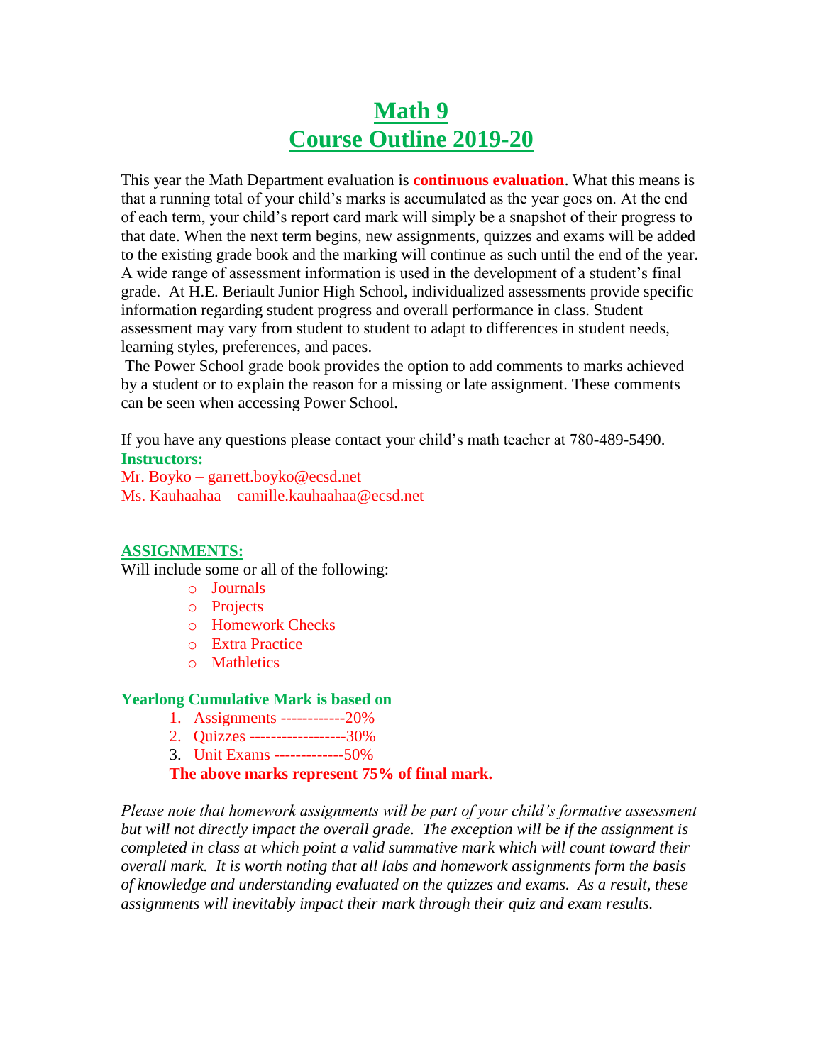# Math 9
# Course Outline 2019-20

This year the Math Department evaluation is **continuous evaluation**. What this means is that a running total of your child's marks is accumulated as the year goes on. At the end of each term, your child's report card mark will simply be a snapshot of their progress to that date. When the next term begins, new assignments, quizzes and exams will be added to the existing grade book and the marking will continue as such until the end of the year. A wide range of assessment information is used in the development of a student's final grade. At H.E. Beriault Junior High School, individualized assessments provide specific information regarding student progress and overall performance in class. Student assessment may vary from student to student to adapt to differences in student needs, learning styles, preferences, and paces.

The Power School grade book provides the option to add comments to marks achieved by a student or to explain the reason for a missing or late assignment. These comments can be seen when accessing Power School.

If you have any questions please contact your child's math teacher at 780-489-5490.

**Instructors:**

Mr. Boyko – garrett.boyko@ecsd.net
Ms. Kauhaahaa – camille.kauhaahaa@ecsd.net

## ASSIGNMENTS:

Will include some or all of the following:

- Journals
- Projects
- Homework Checks
- Extra Practice
- Mathletics

**Yearlong Cumulative Mark is based on**

1. Assignments ------------20%
2. Quizzes ------------------30%
3. Unit Exams -------------50%

**The above marks represent 75% of final mark.**

*Please note that homework assignments will be part of your child's formative assessment but will not directly impact the overall grade. The exception will be if the assignment is completed in class at which point a valid summative mark which will count toward their overall mark. It is worth noting that all labs and homework assignments form the basis of knowledge and understanding evaluated on the quizzes and exams. As a result, these assignments will inevitably impact their mark through their quiz and exam results.*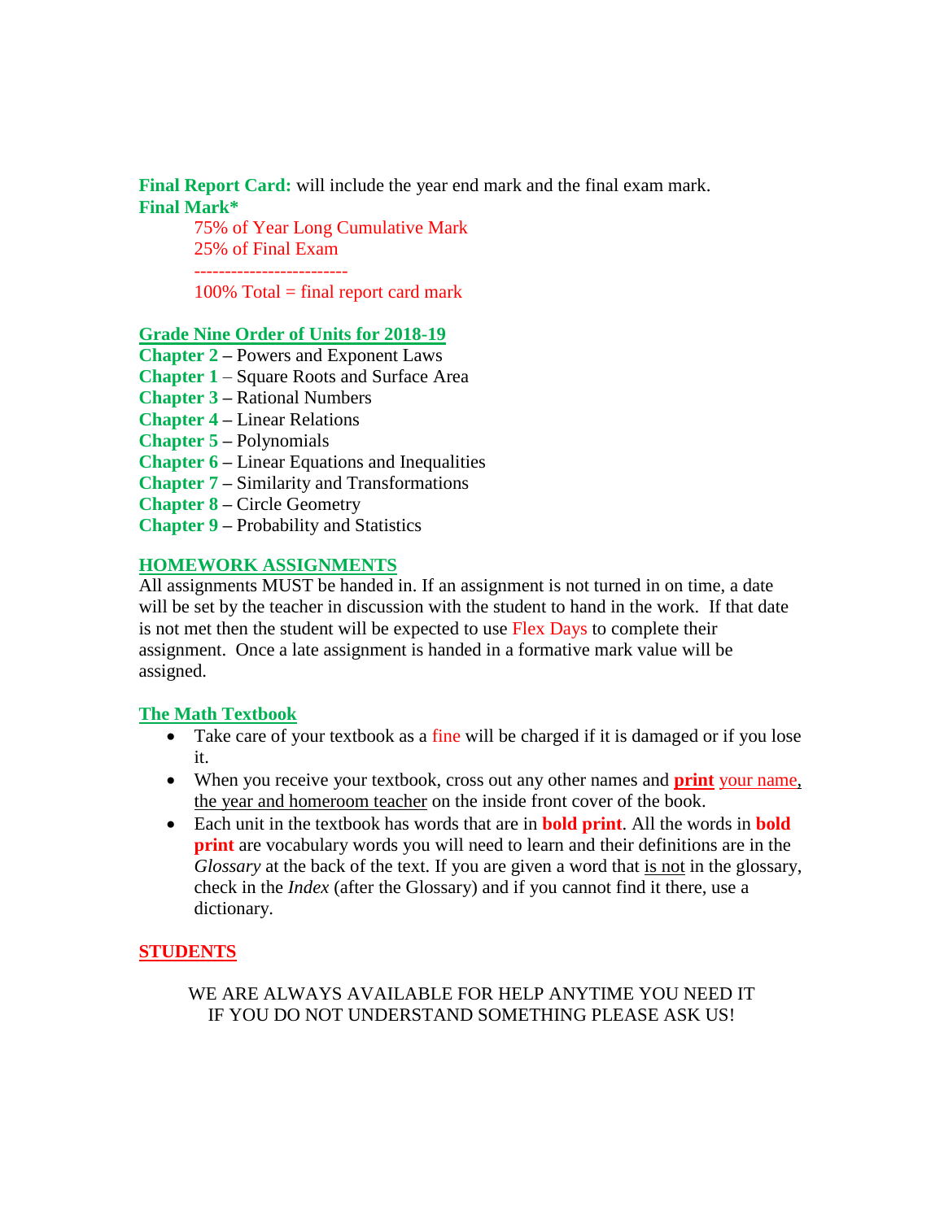**Final Report Card:** will include the year end mark and the final exam mark.

**Final Mark***

75% of Year Long Cumulative Mark
25% of Final Exam
-------------------------
100% Total = final report card mark

## Grade Nine Order of Units for 2018-19

**Chapter 2** – Powers and Exponent Laws
**Chapter 1** – Square Roots and Surface Area
**Chapter 3** – Rational Numbers
**Chapter 4** – Linear Relations
**Chapter 5** – Polynomials
**Chapter 6** – Linear Equations and Inequalities
**Chapter 7** – Similarity and Transformations
**Chapter 8** – Circle Geometry
**Chapter 9** – Probability and Statistics

## HOMEWORK ASSIGNMENTS

All assignments MUST be handed in. If an assignment is not turned in on time, a date will be set by the teacher in discussion with the student to hand in the work. If that date is not met then the student will be expected to use Flex Days to complete their assignment. Once a late assignment is handed in a formative mark value will be assigned.

## The Math Textbook

- Take care of your textbook as a fine will be charged if it is damaged or if you lose it.
- When you receive your textbook, cross out any other names and **print** your name, the year and homeroom teacher on the inside front cover of the book.
- Each unit in the textbook has words that are in **bold print**. All the words in **bold print** are vocabulary words you will need to learn and their definitions are in the *Glossary* at the back of the text. If you are given a word that is not in the glossary, check in the *Index* (after the Glossary) and if you cannot find it there, use a dictionary.

## STUDENTS

WE ARE ALWAYS AVAILABLE FOR HELP ANYTIME YOU NEED IT
IF YOU DO NOT UNDERSTAND SOMETHING PLEASE ASK US!